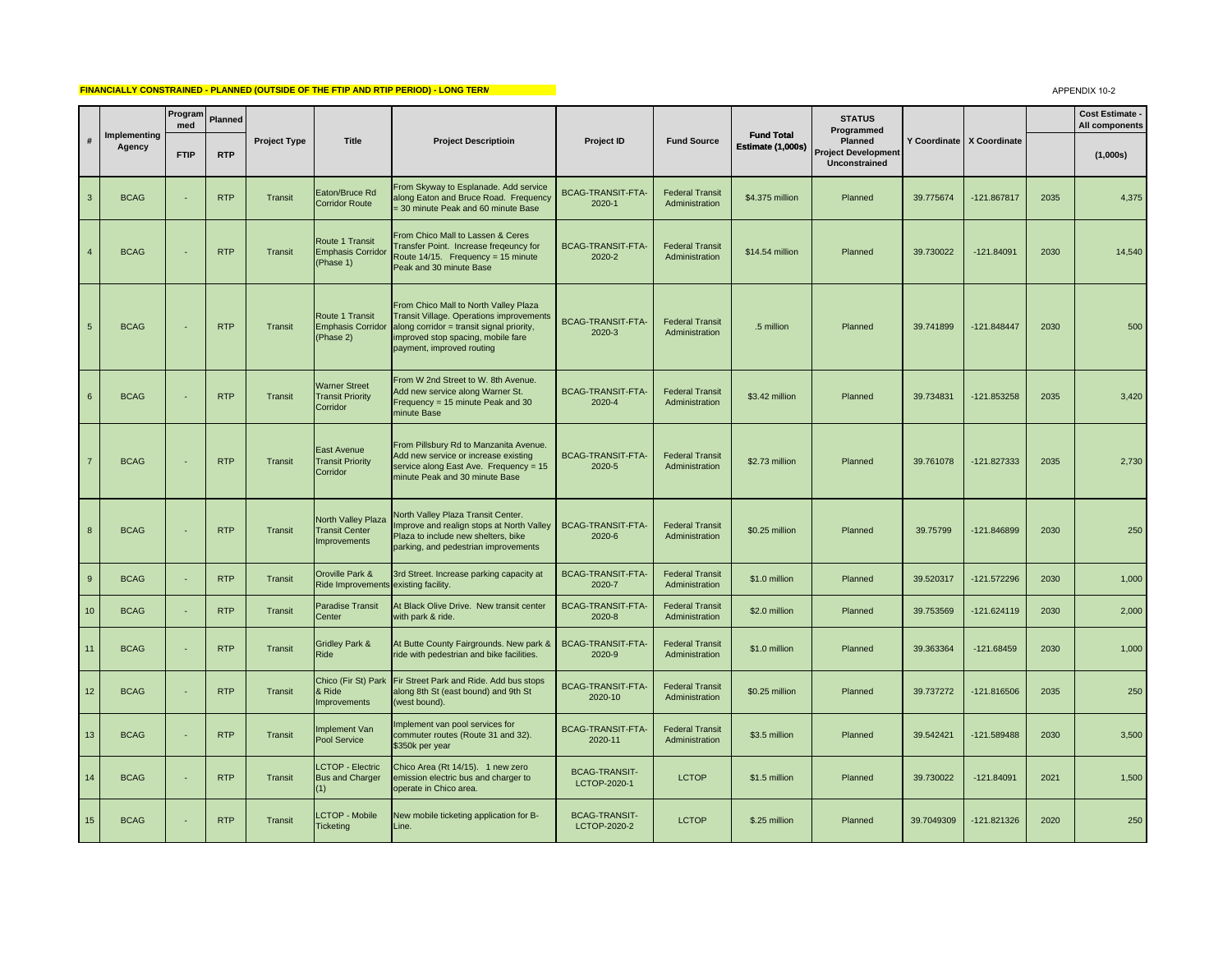**FINANCIALLY CONSTRAINED - PLANNED (OUTSIDE OF THE FTIP AND RTIP PERIOD) - LONG TERM**

APPENDIX 10-2

| # | Implementing Agency | Programmed | Planned | Project Type | Title | Project Descriptioin | Project ID | Fund Source | Fund Total Estimate (1,000s) | STATUS Programmed Planned Project Development Unconstrained | Y Coordinate | X Coordinate | | Cost Estimate - All components |
|---|---|---|---|---|---|---|---|---|---|---|---|---|---|---|
| | | FTIP | RTP | | | | | | | | | | | (1,000s) |
| 3 | BCAG | - | RTP | Transit | Eaton/Bruce Rd Corridor Route | From Skyway to Esplanade. Add service along Eaton and Bruce Road. Frequency = 30 minute Peak and 60 minute Base | BCAG-TRANSIT-FTA-2020-1 | Federal Transit Administration | $4.375 million | Planned | 39.775674 | -121.867817 | 2035 | 4,375 |
| 4 | BCAG | - | RTP | Transit | Route 1 Transit Emphasis Corridor (Phase 1) | From Chico Mall to Lassen & Ceres Transfer Point. Increase freqeuncy for Route 14/15. Frequency = 15 minute Peak and 30 minute Base | BCAG-TRANSIT-FTA-2020-2 | Federal Transit Administration | $14.54 million | Planned | 39.730022 | -121.84091 | 2030 | 14,540 |
| 5 | BCAG | - | RTP | Transit | Route 1 Transit Emphasis Corridor (Phase 2) | From Chico Mall to North Valley Plaza Transit Village. Operations improvements along corridor = transit signal priority, improved stop spacing, mobile fare payment, improved routing | BCAG-TRANSIT-FTA-2020-3 | Federal Transit Administration | .5 million | Planned | 39.741899 | -121.848447 | 2030 | 500 |
| 6 | BCAG | - | RTP | Transit | Warner Street Transit Priority Corridor | From W 2nd Street to W. 8th Avenue. Add new service along Warner St. Frequency = 15 minute Peak and 30 minute Base | BCAG-TRANSIT-FTA-2020-4 | Federal Transit Administration | $3.42 million | Planned | 39.734831 | -121.853258 | 2035 | 3,420 |
| 7 | BCAG | - | RTP | Transit | East Avenue Transit Priority Corridor | From Pillsbury Rd to Manzanita Avenue. Add new service or increase existing service along East Ave. Frequency = 15 minute Peak and 30 minute Base | BCAG-TRANSIT-FTA-2020-5 | Federal Transit Administration | $2.73 million | Planned | 39.761078 | -121.827333 | 2035 | 2,730 |
| 8 | BCAG | - | RTP | Transit | North Valley Plaza Transit Center Improvements | North Valley Plaza Transit Center. Improve and realign stops at North Valley Plaza to include new shelters, bike parking, and pedestrian improvements | BCAG-TRANSIT-FTA-2020-6 | Federal Transit Administration | $0.25 million | Planned | 39.75799 | -121.846899 | 2030 | 250 |
| 9 | BCAG | - | RTP | Transit | Oroville Park & Ride Improvements | 3rd Street. Increase parking capacity at existing facility. | BCAG-TRANSIT-FTA-2020-7 | Federal Transit Administration | $1.0 million | Planned | 39.520317 | -121.572296 | 2030 | 1,000 |
| 10 | BCAG | - | RTP | Transit | Paradise Transit Center | At Black Olive Drive. New transit center with park & ride. | BCAG-TRANSIT-FTA-2020-8 | Federal Transit Administration | $2.0 million | Planned | 39.753569 | -121.624119 | 2030 | 2,000 |
| 11 | BCAG | - | RTP | Transit | Gridley Park & Ride | At Butte County Fairgrounds. New park & ride with pedestrian and bike facilities. | BCAG-TRANSIT-FTA-2020-9 | Federal Transit Administration | $1.0 million | Planned | 39.363364 | -121.68459 | 2030 | 1,000 |
| 12 | BCAG | - | RTP | Transit | Chico (Fir St) Park & Ride Improvements | Fir Street Park and Ride. Add bus stops along 8th St (east bound) and 9th St (west bound). | BCAG-TRANSIT-FTA-2020-10 | Federal Transit Administration | $0.25 million | Planned | 39.737272 | -121.816506 | 2035 | 250 |
| 13 | BCAG | - | RTP | Transit | Implement Van Pool Service | Implement van pool services for commuter routes (Route 31 and 32). $350k per year | BCAG-TRANSIT-FTA-2020-11 | Federal Transit Administration | $3.5 million | Planned | 39.542421 | -121.589488 | 2030 | 3,500 |
| 14 | BCAG | - | RTP | Transit | LCTOP - Electric Bus and Charger (1) | Chico Area (Rt 14/15). 1 new zero emission electric bus and charger to operate in Chico area. | BCAG-TRANSIT-LCTOP-2020-1 | LCTOP | $1.5 million | Planned | 39.730022 | -121.84091 | 2021 | 1,500 |
| 15 | BCAG | - | RTP | Transit | LCTOP - Mobile Ticketing | New mobile ticketing application for B-Line. | BCAG-TRANSIT-LCTOP-2020-2 | LCTOP | $.25 million | Planned | 39.7049309 | -121.821326 | 2020 | 250 |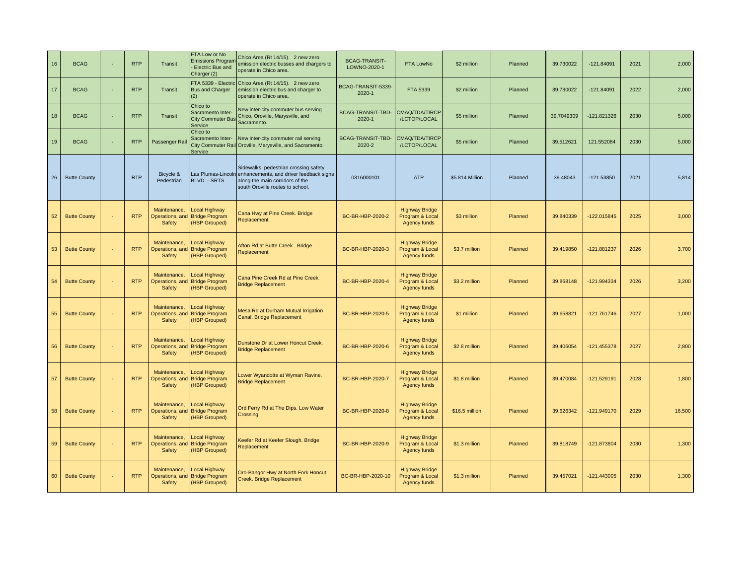| 16 | BCAG | - | RTP | Transit | FTA Low or No Emissions Program - Electric Bus and Charger (2) | Chico Area (Rt 14/15). 2 new zero emission electric busses and chargers to operate in Chico area. | BCAG-TRANSIT-LOWNO-2020-1 | FTA LowNo | $2 million | Planned | 39.730022 | -121.84091 | 2021 | 2,000 |
|---|---|---|---|---|---|---|---|---|---|---|---|---|---|---|
| 17 | BCAG | - | RTP | Transit | FTA 5339 - Electric Bus and Charger (2) | Chico Area (Rt 14/15). 2 new zero emission electric bus and charger to operate in Chico area. | BCAG-TRANSIT-5339-2020-1 | FTA 5339 | $2 million | Planned | 39.730022 | -121.84091 | 2022 | 2,000 |
| 18 | BCAG | - | RTP | Transit | Chico to Sacramento Inter-City Commuter Bus Service | New inter-city commuter bus serving Chico, Oroville, Marysville, and Sacramento. | BCAG-TRANSIT-TBD-2020-1 | CMAQ/TDA/TIRCP/LCTOP/LOCAL | $5 million | Planned | 39.7049309 | -121.821326 | 2030 | 5,000 |
| 19 | BCAG | - | RTP | Passenger Rail | Chico to Sacramento Inter-City Commuter Rail Service | New inter-city commuter rail serving Oroville, Marysville, and Sacramento. | BCAG-TRANSIT-TBD-2020-2 | CMAQ/TDA/TIRCP/LCTOP/LOCAL | $5 million | Planned | 39.512621 | 121.552084 | 2030 | 5,000 |
| 26 | Butte County | | RTP | Bicycle & Pedestrian | Las Plumas-Lincoln BLVD. - SRTS | Sidewalks, pedestrian crossing safety enhancements, and driver feedback signs along the main corridors of the south Oroville routes to school. | 0316000101 | ATP | $5.814 Million | Planned | 39.48043 | -121.53850 | 2021 | 5,814 |
| 52 | Butte County | - | RTP | Maintenance, Operations, and Safety | Local Highway Bridge Program (HBP Grouped) | Cana Hwy at Pine Creek. Bridge Replacement | BC-BR-HBP-2020-2 | Highway Bridge Program & Local Agency funds | $3 million | Planned | 39.840339 | -122.015845 | 2025 | 3,000 |
| 53 | Butte County | - | RTP | Maintenance, Operations, and Safety | Local Highway Bridge Program (HBP Grouped) | Afton Rd at Butte Creek . Bridge Replacement | BC-BR-HBP-2020-3 | Highway Bridge Program & Local Agency funds | $3.7 million | Planned | 39.419850 | -121.881237 | 2026 | 3,700 |
| 54 | Butte County | - | RTP | Maintenance, Operations, and Safety | Local Highway Bridge Program (HBP Grouped) | Cana Pine Creek Rd at Pine Creek. Bridge Replacement | BC-BR-HBP-2020-4 | Highway Bridge Program & Local Agency funds | $3.2 million | Planned | 39.868148 | -121.994334 | 2026 | 3,200 |
| 55 | Butte County | - | RTP | Maintenance, Operations, and Safety | Local Highway Bridge Program (HBP Grouped) | Mesa Rd at Durham Mutual Irrigation Canal. Bridge Replacement | BC-BR-HBP-2020-5 | Highway Bridge Program & Local Agency funds | $1 million | Planned | 39.658821 | -121.761746 | 2027 | 1,000 |
| 56 | Butte County | - | RTP | Maintenance, Operations, and Safety | Local Highway Bridge Program (HBP Grouped) | Dunstone Dr at Lower Honcut Creek. Bridge Replacement | BC-BR-HBP-2020-6 | Highway Bridge Program & Local Agency funds | $2.8 million | Planned | 39.406054 | -121.455378 | 2027 | 2,800 |
| 57 | Butte County | - | RTP | Maintenance, Operations, and Safety | Local Highway Bridge Program (HBP Grouped) | Lower Wyandotte at Wyman Ravine. Bridge Replacement | BC-BR-HBP-2020-7 | Highway Bridge Program & Local Agency funds | $1.8 million | Planned | 39.470084 | -121.529191 | 2028 | 1,800 |
| 58 | Butte County | - | RTP | Maintenance, Operations, and Safety | Local Highway Bridge Program (HBP Grouped) | Ord Ferry Rd at The Dips. Low Water Crossing. | BC-BR-HBP-2020-8 | Highway Bridge Program & Local Agency funds | $16.5 million | Planned | 39.626342 | -121.949170 | 2029 | 16,500 |
| 59 | Butte County | - | RTP | Maintenance, Operations, and Safety | Local Highway Bridge Program (HBP Grouped) | Keefer Rd at Keefer Slough. Bridge Replacement | BC-BR-HBP-2020-9 | Highway Bridge Program & Local Agency funds | $1.3 million | Planned | 39.818749 | -121.873804 | 2030 | 1,300 |
| 60 | Butte County | - | RTP | Maintenance, Operations, and Safety | Local Highway Bridge Program (HBP Grouped) | Oro-Bangor Hwy at North Fork Honcut Creek. Bridge Replacement | BC-BR-HBP-2020-10 | Highway Bridge Program & Local Agency funds | $1.3 million | Planned | 39.457021 | -121.443005 | 2030 | 1,300 |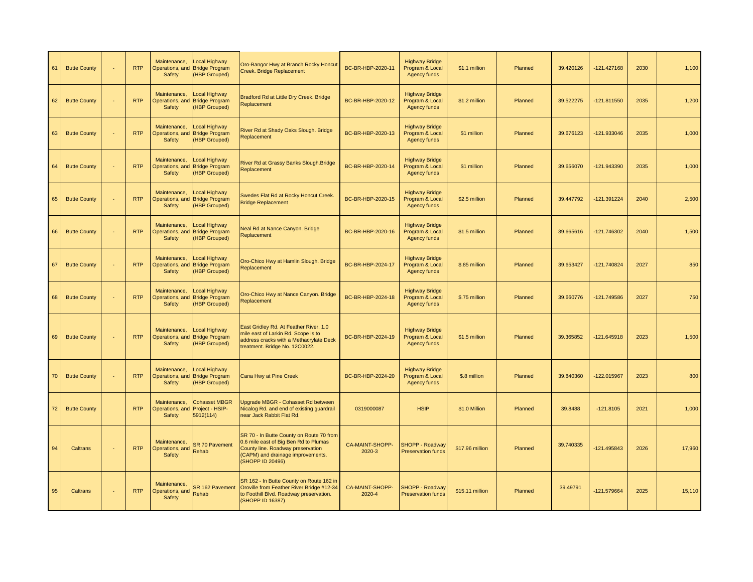| 61 | Butte County | - | RTP | Maintenance, Operations, and Safety | Local Highway Bridge Program (HBP Grouped) | Oro-Bangor Hwy at Branch Rocky Honcut Creek. Bridge Replacement | BC-BR-HBP-2020-11 | Highway Bridge Program & Local Agency funds | $1.1 million | Planned | 39.420126 | -121.427168 | 2030 | 1,100 |
|---|---|---|---|---|---|---|---|---|---|---|---|---|---|---|
| 62 | Butte County | - | RTP | Maintenance, Operations, and Safety | Local Highway Bridge Program (HBP Grouped) | Bradford Rd at Little Dry Creek. Bridge Replacement | BC-BR-HBP-2020-12 | Highway Bridge Program & Local Agency funds | $1.2 million | Planned | 39.522275 | -121.811550 | 2035 | 1,200 |
| 63 | Butte County | - | RTP | Maintenance, Operations, and Safety | Local Highway Bridge Program (HBP Grouped) | River Rd at Shady Oaks Slough. Bridge Replacement | BC-BR-HBP-2020-13 | Highway Bridge Program & Local Agency funds | $1 million | Planned | 39.676123 | -121.933046 | 2035 | 1,000 |
| 64 | Butte County | - | RTP | Maintenance, Operations, and Safety | Local Highway Bridge Program (HBP Grouped) | River Rd at Grassy Banks Slough.Bridge Replacement | BC-BR-HBP-2020-14 | Highway Bridge Program & Local Agency funds | $1 million | Planned | 39.656070 | -121.943390 | 2035 | 1,000 |
| 65 | Butte County | - | RTP | Maintenance, Operations, and Safety | Local Highway Bridge Program (HBP Grouped) | Swedes Flat Rd at Rocky Honcut Creek. Bridge Replacement | BC-BR-HBP-2020-15 | Highway Bridge Program & Local Agency funds | $2.5 million | Planned | 39.447792 | -121.391224 | 2040 | 2,500 |
| 66 | Butte County | - | RTP | Maintenance, Operations, and Safety | Local Highway Bridge Program (HBP Grouped) | Neal Rd at Nance Canyon. Bridge Replacement | BC-BR-HBP-2020-16 | Highway Bridge Program & Local Agency funds | $1.5 million | Planned | 39.665616 | -121.746302 | 2040 | 1,500 |
| 67 | Butte County | - | RTP | Maintenance, Operations, and Safety | Local Highway Bridge Program (HBP Grouped) | Oro-Chico Hwy at Hamlin Slough. Bridge Replacement | BC-BR-HBP-2024-17 | Highway Bridge Program & Local Agency funds | $.85 million | Planned | 39.653427 | -121.740824 | 2027 | 850 |
| 68 | Butte County | - | RTP | Maintenance, Operations, and Safety | Local Highway Bridge Program (HBP Grouped) | Oro-Chico Hwy at Nance Canyon. Bridge Replacement | BC-BR-HBP-2024-18 | Highway Bridge Program & Local Agency funds | $.75 million | Planned | 39.660776 | -121.749586 | 2027 | 750 |
| 69 | Butte County | - | RTP | Maintenance, Operations, and Safety | Local Highway Bridge Program (HBP Grouped) | East Gridley Rd. At Feather River, 1.0 mile east of Larkin Rd. Scope is to address cracks with a Methacrylate Deck treatment. Bridge No. 12C0022. | BC-BR-HBP-2024-19 | Highway Bridge Program & Local Agency funds | $1.5 million | Planned | 39.365852 | -121.645918 | 2023 | 1,500 |
| 70 | Butte County | - | RTP | Maintenance, Operations, and Safety | Local Highway Bridge Program (HBP Grouped) | Cana Hwy at Pine Creek | BC-BR-HBP-2024-20 | Highway Bridge Program & Local Agency funds | $.8 million | Planned | 39.840360 | -122.015967 | 2023 | 800 |
| 72 | Butte County | | RTP | Maintenance, Operations, and Safety | Cohasset MBGR Project - HSIP-5912(114) | Upgrade MBGR - Cohasset Rd between Nicalog Rd. and end of existing guardrail near Jack Rabbit Flat Rd. | 0319000087 | HSIP | $1.0 Million | Planned | 39.8488 | -121.8105 | 2021 | 1,000 |
| 94 | Caltrans | - | RTP | Maintenance, Operations, and Safety | SR 70 Pavement Rehab | SR 70 - In Butte County on Route 70 from 0.6 mile east of Big Ben Rd to Plumas County line. Roadway preservation (CAPM) and drainage improvements. (SHOPP ID 20496) | CA-MAINT-SHOPP-2020-3 | SHOPP - Roadway Preservation funds | $17.96 million | Planned | 39.740335 | -121.495843 | 2026 | 17,960 |
| 95 | Caltrans | - | RTP | Maintenance, Operations, and Safety | SR 162 Pavement Rehab | SR 162 - In Butte County on Route 162 in Oroville from Feather River Bridge #12-34 to Foothill Blvd. Roadway preservation. (SHOPP ID 16387) | CA-MAINT-SHOPP-2020-4 | SHOPP - Roadway Preservation funds | $15.11 million | Planned | 39.49791 | -121.579664 | 2025 | 15,110 |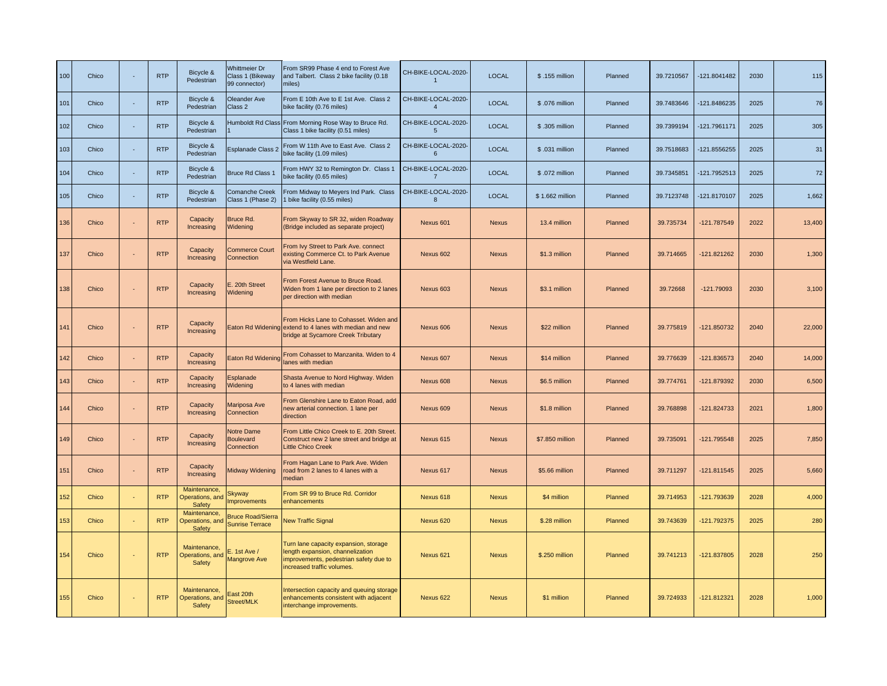| 100 | Chico | - | RTP | Bicycle & Pedestrian | Whittmeier Dr Class 1 (Bikeway 99 connector) | From SR99 Phase 4 end to Forest Ave and Talbert. Class 2 bike facility (0.18 miles) | CH-BIKE-LOCAL-2020-1 | LOCAL | $ .155 million | Planned | 39.7210567 | -121.8041482 | 2030 | 115 |
|---|---|---|---|---|---|---|---|---|---|---|---|---|---|---|
| 101 | Chico | - | RTP | Bicycle & Pedestrian | Oleander Ave Class 2 | From E 10th Ave to E 1st Ave. Class 2 bike facility (0.76 miles) | CH-BIKE-LOCAL-2020-4 | LOCAL | $ .076 million | Planned | 39.7483646 | -121.8486235 | 2025 | 76 |
| 102 | Chico | - | RTP | Bicycle & Pedestrian | Humboldt Rd Class 1 | From Morning Rose Way to Bruce Rd. Class 1 bike facility (0.51 miles) | CH-BIKE-LOCAL-2020-5 | LOCAL | $ .305 million | Planned | 39.7399194 | -121.7961171 | 2025 | 305 |
| 103 | Chico | - | RTP | Bicycle & Pedestrian | Esplanade Class 2 | From W 11th Ave to East Ave. Class 2 bike facility (1.09 miles) | CH-BIKE-LOCAL-2020-6 | LOCAL | $ .031 million | Planned | 39.7518683 | -121.8556255 | 2025 | 31 |
| 104 | Chico | - | RTP | Bicycle & Pedestrian | Bruce Rd Class 1 | From HWY 32 to Remington Dr. Class 1 bike facility (0.65 miles) | CH-BIKE-LOCAL-2020-7 | LOCAL | $ .072 million | Planned | 39.7345851 | -121.7952513 | 2025 | 72 |
| 105 | Chico | - | RTP | Bicycle & Pedestrian | Comanche Creek Class 1 (Phase 2) | From Midway to Meyers Ind Park. Class 1 bike facility (0.55 miles) | CH-BIKE-LOCAL-2020-8 | LOCAL | $ 1.662 million | Planned | 39.7123748 | -121.8170107 | 2025 | 1,662 |
| 136 | Chico | - | RTP | Capacity Increasing | Bruce Rd. Widening | From Skyway to SR 32, widen Roadway (Bridge included as separate project) | Nexus 601 | Nexus | 13.4 million | Planned | 39.735734 | -121.787549 | 2022 | 13,400 |
| 137 | Chico | - | RTP | Capacity Increasing | Commerce Court Connection | From Ivy Street to Park Ave. connect existing Commerce Ct. to Park Avenue via Westfield Lane. | Nexus 602 | Nexus | $1.3 million | Planned | 39.714665 | -121.821262 | 2030 | 1,300 |
| 138 | Chico | - | RTP | Capacity Increasing | E. 20th Street Widening | From Forest Avenue to Bruce Road. Widen from 1 lane per direction to 2 lanes per direction with median | Nexus 603 | Nexus | $3.1 million | Planned | 39.72668 | -121.79093 | 2030 | 3,100 |
| 141 | Chico | - | RTP | Capacity Increasing | Eaton Rd Widening | From Hicks Lane to Cohasset. Widen and extend to 4 lanes with median and new bridge at Sycamore Creek Tributary | Nexus 606 | Nexus | $22 million | Planned | 39.775819 | -121.850732 | 2040 | 22,000 |
| 142 | Chico | - | RTP | Capacity Increasing | Eaton Rd Widening | From Cohasset to Manzanita. Widen to 4 lanes with median | Nexus 607 | Nexus | $14 million | Planned | 39.776639 | -121.836573 | 2040 | 14,000 |
| 143 | Chico | - | RTP | Capacity Increasing | Esplanade Widening | Shasta Avenue to Nord Highway. Widen to 4 lanes with median | Nexus 608 | Nexus | $6.5 million | Planned | 39.774761 | -121.879392 | 2030 | 6,500 |
| 144 | Chico | - | RTP | Capacity Increasing | Mariposa Ave Connection | From Glenshire Lane to Eaton Road, add new arterial connection. 1 lane per direction | Nexus 609 | Nexus | $1.8 million | Planned | 39.768898 | -121.824733 | 2021 | 1,800 |
| 149 | Chico | - | RTP | Capacity Increasing | Notre Dame Boulevard Connection | From Little Chico Creek to E. 20th Street. Construct new 2 lane street and bridge at Little Chico Creek | Nexus 615 | Nexus | $7.850 million | Planned | 39.735091 | -121.795548 | 2025 | 7,850 |
| 151 | Chico | - | RTP | Capacity Increasing | Midway Widening | From Hagan Lane to Park Ave. Widen road from 2 lanes to 4 lanes with a median | Nexus 617 | Nexus | $5.66 million | Planned | 39.711297 | -121.811545 | 2025 | 5,660 |
| 152 | Chico | - | RTP | Maintenance, Operations, and Safety | Skyway Improvements | From SR 99 to Bruce Rd. Corridor enhancements | Nexus 618 | Nexus | $4 million | Planned | 39.714953 | -121.793639 | 2028 | 4,000 |
| 153 | Chico | - | RTP | Maintenance, Operations, and Safety | Bruce Road/Sierra Sunrise Terrace | New Traffic Signal | Nexus 620 | Nexus | $.28 million | Planned | 39.743639 | -121.792375 | 2025 | 280 |
| 154 | Chico | - | RTP | Maintenance, Operations, and Safety | E. 1st Ave / Mangrove Ave | Turn lane capacity expansion, storage length expansion, channelization improvements, pedestrian safety due to increased traffic volumes. | Nexus 621 | Nexus | $.250 million | Planned | 39.741213 | -121.837805 | 2028 | 250 |
| 155 | Chico | - | RTP | Maintenance, Operations, and Safety | East 20th Street/MLK | Intersection capacity and queuing storage enhancements consistent with adjacent interchange improvements. | Nexus 622 | Nexus | $1 million | Planned | 39.724933 | -121.812321 | 2028 | 1,000 |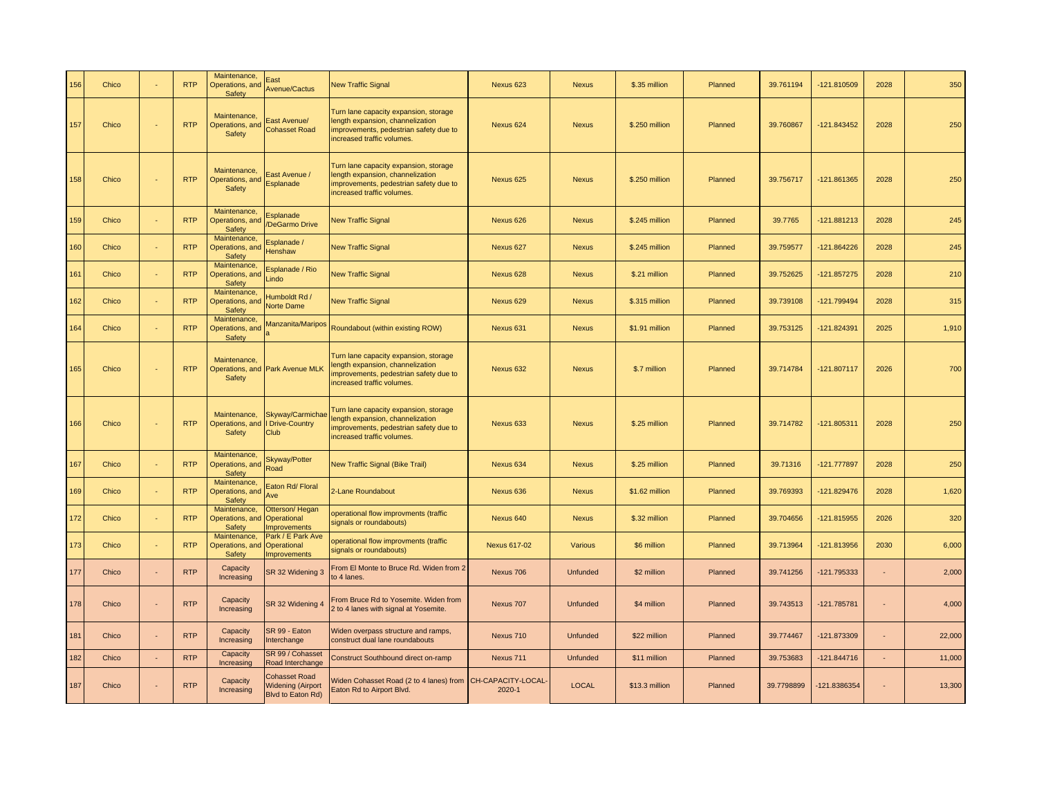| | | | | | | | | | | | | | |
|---|---|---|---|---|---|---|---|---|---|---|---|---|---|
| 156 | Chico | - | RTP | Maintenance, Operations, and Safety | East Avenue/Cactus | New Traffic Signal | Nexus 623 | Nexus | $.35 million | Planned | 39.761194 | -121.810509 | 2028 | 350 |
| 157 | Chico | - | RTP | Maintenance, Operations, and Safety | East Avenue/ Cohasset Road | Turn lane capacity expansion, storage length expansion, channelization improvements, pedestrian safety due to increased traffic volumes. | Nexus 624 | Nexus | $.250 million | Planned | 39.760867 | -121.843452 | 2028 | 250 |
| 158 | Chico | - | RTP | Maintenance, Operations, and Safety | East Avenue / Esplanade | Turn lane capacity expansion, storage length expansion, channelization improvements, pedestrian safety due to increased traffic volumes. | Nexus 625 | Nexus | $.250 million | Planned | 39.756717 | -121.861365 | 2028 | 250 |
| 159 | Chico | - | RTP | Maintenance, Operations, and Safety | Esplanade /DeGarmo Drive | New Traffic Signal | Nexus 626 | Nexus | $.245 million | Planned | 39.7765 | -121.881213 | 2028 | 245 |
| 160 | Chico | - | RTP | Maintenance, Operations, and Safety | Esplanade / Henshaw | New Traffic Signal | Nexus 627 | Nexus | $.245 million | Planned | 39.759577 | -121.864226 | 2028 | 245 |
| 161 | Chico | - | RTP | Maintenance, Operations, and Safety | Esplanade / Rio Lindo | New Traffic Signal | Nexus 628 | Nexus | $.21 million | Planned | 39.752625 | -121.857275 | 2028 | 210 |
| 162 | Chico | - | RTP | Maintenance, Operations, and Safety | Humboldt Rd / Norte Dame | New Traffic Signal | Nexus 629 | Nexus | $.315 million | Planned | 39.739108 | -121.799494 | 2028 | 315 |
| 164 | Chico | - | RTP | Maintenance, Operations, and Safety | Manzanita/Mariposa | Roundabout (within existing ROW) | Nexus 631 | Nexus | $1.91 million | Planned | 39.753125 | -121.824391 | 2025 | 1,910 |
| 165 | Chico | - | RTP | Maintenance, Operations, and Safety | Park Avenue MLK | Turn lane capacity expansion, storage length expansion, channelization improvements, pedestrian safety due to increased traffic volumes. | Nexus 632 | Nexus | $.7 million | Planned | 39.714784 | -121.807117 | 2026 | 700 |
| 166 | Chico | - | RTP | Maintenance, Operations, and Safety | Skyway/Carmichael Drive-Country Club | Turn lane capacity expansion, storage length expansion, channelization improvements, pedestrian safety due to increased traffic volumes. | Nexus 633 | Nexus | $.25 million | Planned | 39.714782 | -121.805311 | 2028 | 250 |
| 167 | Chico | - | RTP | Maintenance, Operations, and Safety | Skyway/Potter Road | New Traffic Signal (Bike Trail) | Nexus 634 | Nexus | $.25 million | Planned | 39.71316 | -121.777897 | 2028 | 250 |
| 169 | Chico | - | RTP | Maintenance, Operations, and Safety | Eaton Rd/ Floral Ave | 2-Lane Roundabout | Nexus 636 | Nexus | $1.62 million | Planned | 39.769393 | -121.829476 | 2028 | 1,620 |
| 172 | Chico | - | RTP | Maintenance, Operations, and Safety | Otterson/ Hegan Operational Improvements | operational flow improvments (traffic signals or roundabouts) | Nexus 640 | Nexus | $.32 million | Planned | 39.704656 | -121.815955 | 2026 | 320 |
| 173 | Chico | - | RTP | Maintenance, Operations, and Safety | Park / E Park Ave Operational Improvements | operational flow improvments (traffic signals or roundabouts) | Nexus 617-02 | Various | $6 million | Planned | 39.713964 | -121.813956 | 2030 | 6,000 |
| 177 | Chico | - | RTP | Capacity Increasing | SR 32 Widening 3 | From El Monte to Bruce Rd. Widen from 2 to 4 lanes. | Nexus 706 | Unfunded | $2 million | Planned | 39.741256 | -121.795333 | - | 2,000 |
| 178 | Chico | - | RTP | Capacity Increasing | SR 32 Widening 4 | From Bruce Rd to Yosemite. Widen from 2 to 4 lanes with signal at Yosemite. | Nexus 707 | Unfunded | $4 million | Planned | 39.743513 | -121.785781 | - | 4,000 |
| 181 | Chico | - | RTP | Capacity Increasing | SR 99 - Eaton Interchange | Widen overpass structure and ramps, construct dual lane roundabouts | Nexus 710 | Unfunded | $22 million | Planned | 39.774467 | -121.873309 | - | 22,000 |
| 182 | Chico | - | RTP | Capacity Increasing | SR 99 / Cohasset Road Interchange | Construct Southbound direct on-ramp | Nexus 711 | Unfunded | $11 million | Planned | 39.753683 | -121.844716 | - | 11,000 |
| 187 | Chico | - | RTP | Capacity Increasing | Cohasset Road Widening (Airport Blvd to Eaton Rd) | Widen Cohasset Road (2 to 4 lanes) from Eaton Rd to Airport Blvd. | CH-CAPACITY-LOCAL-2020-1 | LOCAL | $13.3 million | Planned | 39.7798899 | -121.8386354 | - | 13,300 |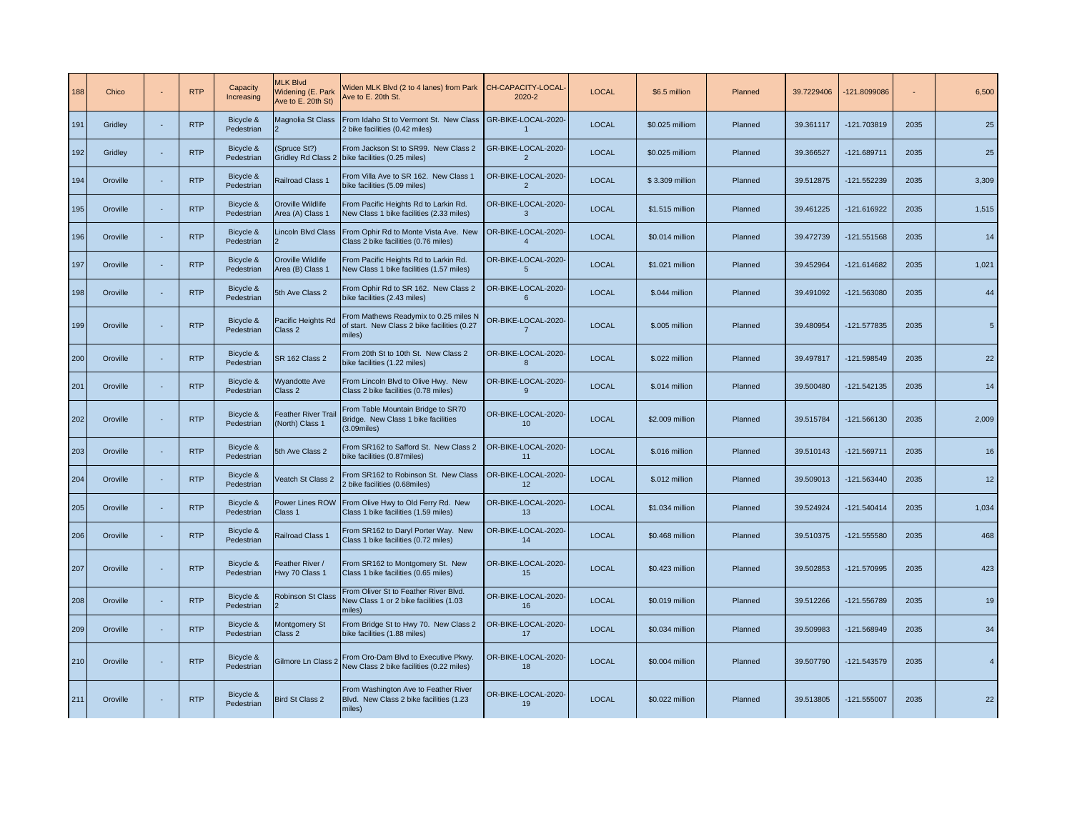| 188 | Chico | - | RTP | Capacity Increasing | MLK Blvd Widening (E. Park Ave to E. 20th St) | Widen MLK Blvd (2 to 4 lanes) from Park Ave to E. 20th St. | CH-CAPACITY-LOCAL-2020-2 | LOCAL | $6.5 million | Planned | 39.7229406 | -121.8099086 | - | 6,500 |
|---|---|---|---|---|---|---|---|---|---|---|---|---|---|---|
| 191 | Gridley | - | RTP | Bicycle & Pedestrian | Magnolia St Class 2 | From Idaho St to Vermont St. New Class 2 bike facilities (0.42 miles) | GR-BIKE-LOCAL-2020-1 | LOCAL | $0.025 milliom | Planned | 39.361117 | -121.703819 | 2035 | 25 |
| 192 | Gridley | - | RTP | Bicycle & Pedestrian | (Spruce St?) Gridley Rd Class 2 | From Jackson St to SR99. New Class 2 bike facilities (0.25 miles) | GR-BIKE-LOCAL-2020-2 | LOCAL | $0.025 milliom | Planned | 39.366527 | -121.689711 | 2035 | 25 |
| 194 | Oroville | - | RTP | Bicycle & Pedestrian | Railroad Class 1 | From Villa Ave to SR 162. New Class 1 bike facilities (5.09 miles) | OR-BIKE-LOCAL-2020-2 | LOCAL | $ 3.309 million | Planned | 39.512875 | -121.552239 | 2035 | 3,309 |
| 195 | Oroville | - | RTP | Bicycle & Pedestrian | Oroville Wildlife Area (A) Class 1 | From Pacific Heights Rd to Larkin Rd. New Class 1 bike facilities (2.33 miles) | OR-BIKE-LOCAL-2020-3 | LOCAL | $1.515 million | Planned | 39.461225 | -121.616922 | 2035 | 1,515 |
| 196 | Oroville | - | RTP | Bicycle & Pedestrian | Lincoln Blvd Class 2 | From Ophir Rd to Monte Vista Ave. New Class 2 bike facilities (0.76 miles) | OR-BIKE-LOCAL-2020-4 | LOCAL | $0.014 million | Planned | 39.472739 | -121.551568 | 2035 | 14 |
| 197 | Oroville | - | RTP | Bicycle & Pedestrian | Oroville Wildlife Area (B) Class 1 | From Pacific Heights Rd to Larkin Rd. New Class 1 bike facilities (1.57 miles) | OR-BIKE-LOCAL-2020-5 | LOCAL | $1.021 million | Planned | 39.452964 | -121.614682 | 2035 | 1,021 |
| 198 | Oroville | - | RTP | Bicycle & Pedestrian | 5th Ave Class 2 | From Ophir Rd to SR 162. New Class 2 bike facilities (2.43 miles) | OR-BIKE-LOCAL-2020-6 | LOCAL | $.044 million | Planned | 39.491092 | -121.563080 | 2035 | 44 |
| 199 | Oroville | - | RTP | Bicycle & Pedestrian | Pacific Heights Rd Class 2 | From Mathews Readymix to 0.25 miles N of start. New Class 2 bike facilities (0.27 miles) | OR-BIKE-LOCAL-2020-7 | LOCAL | $.005 million | Planned | 39.480954 | -121.577835 | 2035 | 5 |
| 200 | Oroville | - | RTP | Bicycle & Pedestrian | SR 162 Class 2 | From 20th St to 10th St. New Class 2 bike facilities (1.22 miles) | OR-BIKE-LOCAL-2020-8 | LOCAL | $.022 million | Planned | 39.497817 | -121.598549 | 2035 | 22 |
| 201 | Oroville | - | RTP | Bicycle & Pedestrian | Wyandotte Ave Class 2 | From Lincoln Blvd to Olive Hwy. New Class 2 bike facilities (0.78 miles) | OR-BIKE-LOCAL-2020-9 | LOCAL | $.014 million | Planned | 39.500480 | -121.542135 | 2035 | 14 |
| 202 | Oroville | - | RTP | Bicycle & Pedestrian | Feather River Trail (North) Class 1 | From Table Mountain Bridge to SR70 Bridge. New Class 1 bike facilities (3.09miles) | OR-BIKE-LOCAL-2020-10 | LOCAL | $2.009 million | Planned | 39.515784 | -121.566130 | 2035 | 2,009 |
| 203 | Oroville | - | RTP | Bicycle & Pedestrian | 5th Ave Class 2 | From SR162 to Safford St. New Class 2 bike facilities (0.87miles) | OR-BIKE-LOCAL-2020-11 | LOCAL | $.016 million | Planned | 39.510143 | -121.569711 | 2035 | 16 |
| 204 | Oroville | - | RTP | Bicycle & Pedestrian | Veatch St Class 2 | From SR162 to Robinson St. New Class 2 bike facilities (0.68miles) | OR-BIKE-LOCAL-2020-12 | LOCAL | $.012 million | Planned | 39.509013 | -121.563440 | 2035 | 12 |
| 205 | Oroville | - | RTP | Bicycle & Pedestrian | Power Lines ROW Class 1 | From Olive Hwy to Old Ferry Rd. New Class 1 bike facilities (1.59 miles) | OR-BIKE-LOCAL-2020-13 | LOCAL | $1.034 million | Planned | 39.524924 | -121.540414 | 2035 | 1,034 |
| 206 | Oroville | - | RTP | Bicycle & Pedestrian | Railroad Class 1 | From SR162 to Daryl Porter Way. New Class 1 bike facilities (0.72 miles) | OR-BIKE-LOCAL-2020-14 | LOCAL | $0.468 million | Planned | 39.510375 | -121.555580 | 2035 | 468 |
| 207 | Oroville | - | RTP | Bicycle & Pedestrian | Feather River / Hwy 70 Class 1 | From SR162 to Montgomery St. New Class 1 bike facilities (0.65 miles) | OR-BIKE-LOCAL-2020-15 | LOCAL | $0.423 million | Planned | 39.502853 | -121.570995 | 2035 | 423 |
| 208 | Oroville | - | RTP | Bicycle & Pedestrian | Robinson St Class 2 | From Oliver St to Feather River Blvd. New Class 1 or 2 bike facilities (1.03 miles) | OR-BIKE-LOCAL-2020-16 | LOCAL | $0.019 million | Planned | 39.512266 | -121.556789 | 2035 | 19 |
| 209 | Oroville | - | RTP | Bicycle & Pedestrian | Montgomery St Class 2 | From Bridge St to Hwy 70. New Class 2 bike facilities (1.88 miles) | OR-BIKE-LOCAL-2020-17 | LOCAL | $0.034 million | Planned | 39.509983 | -121.568949 | 2035 | 34 |
| 210 | Oroville | - | RTP | Bicycle & Pedestrian | Gilmore Ln Class 2 | From Oro-Dam Blvd to Executive Pkwy. New Class 2 bike facilities (0.22 miles) | OR-BIKE-LOCAL-2020-18 | LOCAL | $0.004 million | Planned | 39.507790 | -121.543579 | 2035 | 4 |
| 211 | Oroville | - | RTP | Bicycle & Pedestrian | Bird St Class 2 | From Washington Ave to Feather River Blvd. New Class 2 bike facilities (1.23 miles) | OR-BIKE-LOCAL-2020-19 | LOCAL | $0.022 million | Planned | 39.513805 | -121.555007 | 2035 | 22 |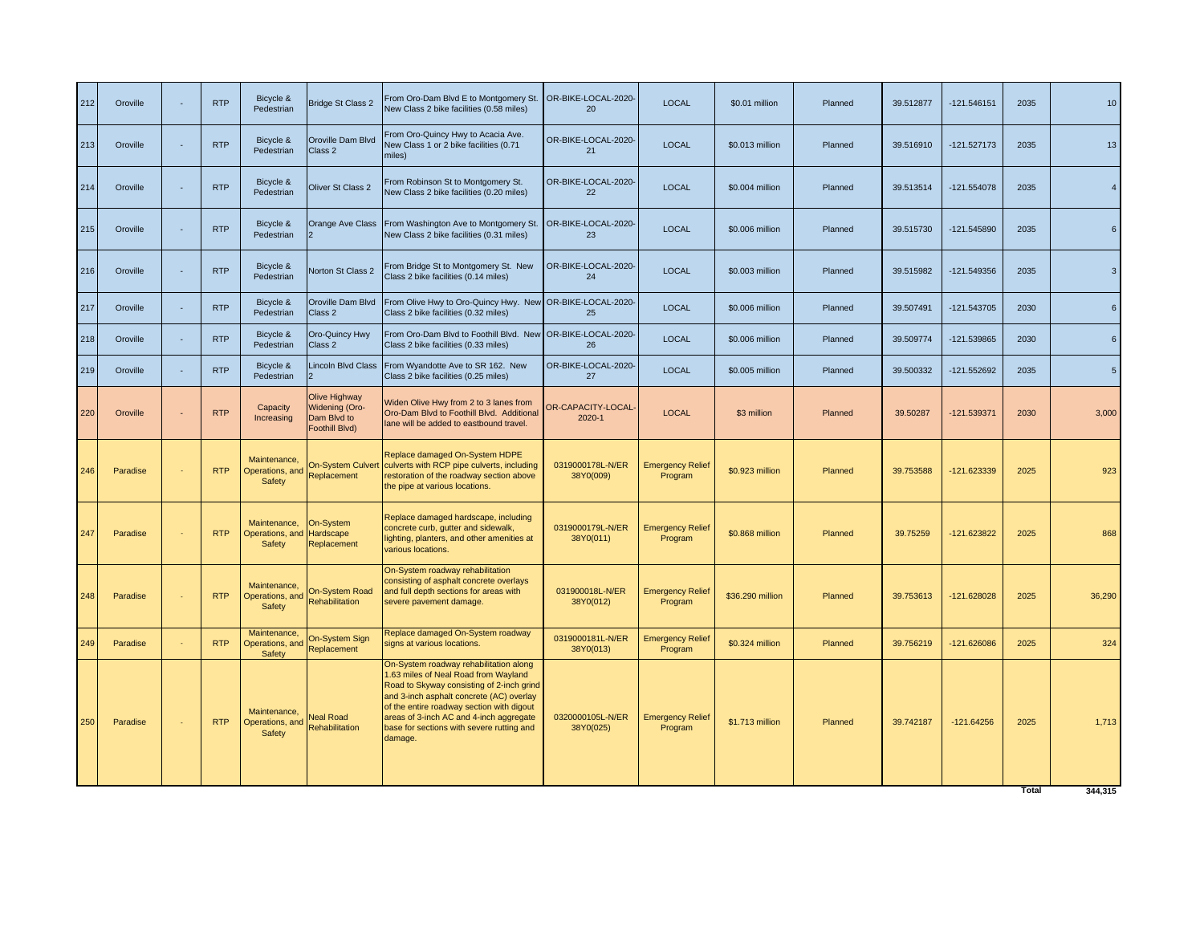| | | | | | | | | | | | | | | |
|---|---|---|---|---|---|---|---|---|---|---|---|---|---|---|
| 212 | Oroville | - | RTP | Bicycle & Pedestrian | Bridge St Class 2 | From Oro-Dam Blvd E to Montgomery St. New Class 2 bike facilities (0.58 miles) | OR-BIKE-LOCAL-2020-20 | LOCAL | $0.01 million | Planned | 39.512877 | -121.546151 | 2035 | 10 |
| 213 | Oroville | - | RTP | Bicycle & Pedestrian | Oroville Dam Blvd Class 2 | From Oro-Quincy Hwy to Acacia Ave. New Class 1 or 2 bike facilities (0.71 miles) | OR-BIKE-LOCAL-2020-21 | LOCAL | $0.013 million | Planned | 39.516910 | -121.527173 | 2035 | 13 |
| 214 | Oroville | - | RTP | Bicycle & Pedestrian | Oliver St Class 2 | From Robinson St to Montgomery St. New Class 2 bike facilities (0.20 miles) | OR-BIKE-LOCAL-2020-22 | LOCAL | $0.004 million | Planned | 39.513514 | -121.554078 | 2035 | 4 |
| 215 | Oroville | - | RTP | Bicycle & Pedestrian | Orange Ave Class 2 | From Washington Ave to Montgomery St. New Class 2 bike facilities (0.31 miles) | OR-BIKE-LOCAL-2020-23 | LOCAL | $0.006 million | Planned | 39.515730 | -121.545890 | 2035 | 6 |
| 216 | Oroville | - | RTP | Bicycle & Pedestrian | Norton St Class 2 | From Bridge St to Montgomery St. New Class 2 bike facilities (0.14 miles) | OR-BIKE-LOCAL-2020-24 | LOCAL | $0.003 million | Planned | 39.515982 | -121.549356 | 2035 | 3 |
| 217 | Oroville | - | RTP | Bicycle & Pedestrian | Oroville Dam Blvd Class 2 | From Olive Hwy to Oro-Quincy Hwy. New Class 2 bike facilities (0.32 miles) | OR-BIKE-LOCAL-2020-25 | LOCAL | $0.006 million | Planned | 39.507491 | -121.543705 | 2030 | 6 |
| 218 | Oroville | - | RTP | Bicycle & Pedestrian | Oro-Quincy Hwy Class 2 | From Oro-Dam Blvd to Foothill Blvd. New Class 2 bike facilities (0.33 miles) | OR-BIKE-LOCAL-2020-26 | LOCAL | $0.006 million | Planned | 39.509774 | -121.539865 | 2030 | 6 |
| 219 | Oroville | - | RTP | Bicycle & Pedestrian | Lincoln Blvd Class 2 | From Wyandotte Ave to SR 162. New Class 2 bike facilities (0.25 miles) | OR-BIKE-LOCAL-2020-27 | LOCAL | $0.005 million | Planned | 39.500332 | -121.552692 | 2035 | 5 |
| 220 | Oroville | - | RTP | Capacity Increasing | Olive Highway Widening (Oro-Dam Blvd to Foothill Blvd) | Widen Olive Hwy from 2 to 3 lanes from Oro-Dam Blvd to Foothill Blvd. Additional lane will be added to eastbound travel. | OR-CAPACITY-LOCAL-2020-1 | LOCAL | $3 million | Planned | 39.50287 | -121.539371 | 2030 | 3,000 |
| 246 | Paradise | - | RTP | Maintenance, Operations, and Safety | On-System Culvert Replacement | Replace damaged On-System HDPE culverts with RCP pipe culverts, including restoration of the roadway section above the pipe at various locations. | 0319000178L-N/ER 38Y0(009) | Emergency Relief Program | $0.923 million | Planned | 39.753588 | -121.623339 | 2025 | 923 |
| 247 | Paradise | - | RTP | Maintenance, Operations, and Safety | On-System Hardscape Replacement | Replace damaged hardscape, including concrete curb, gutter and sidewalk, lighting, planters, and other amenities at various locations. | 0319000179L-N/ER 38Y0(011) | Emergency Relief Program | $0.868 million | Planned | 39.75259 | -121.623822 | 2025 | 868 |
| 248 | Paradise | - | RTP | Maintenance, Operations, and Safety | On-System Road Rehabilitation | On-System roadway rehabilitation consisting of asphalt concrete overlays and full depth sections for areas with severe pavement damage. | 031900018L-N/ER 38Y0(012) | Emergency Relief Program | $36.290 million | Planned | 39.753613 | -121.628028 | 2025 | 36,290 |
| 249 | Paradise | - | RTP | Maintenance, Operations, and Safety | On-System Sign Replacement | Replace damaged On-System roadway signs at various locations. | 0319000181L-N/ER 38Y0(013) | Emergency Relief Program | $0.324 million | Planned | 39.756219 | -121.626086 | 2025 | 324 |
| 250 | Paradise | - | RTP | Maintenance, Operations, and Safety | Neal Road Rehabilitation | On-System roadway rehabilitation along 1.63 miles of Neal Road from Wayland Road to Skyway consisting of 2-inch grind and 3-inch asphalt concrete (AC) overlay of the entire roadway section with digout areas of 3-inch AC and 4-inch aggregate base for sections with severe rutting and damage. | 0320000105L-N/ER 38Y0(025) | Emergency Relief Program | $1.713 million | Planned | 39.742187 | -121.64256 | 2025 | 1,713 |
| | | | | | | | | | | | | | Total | 344,315 |